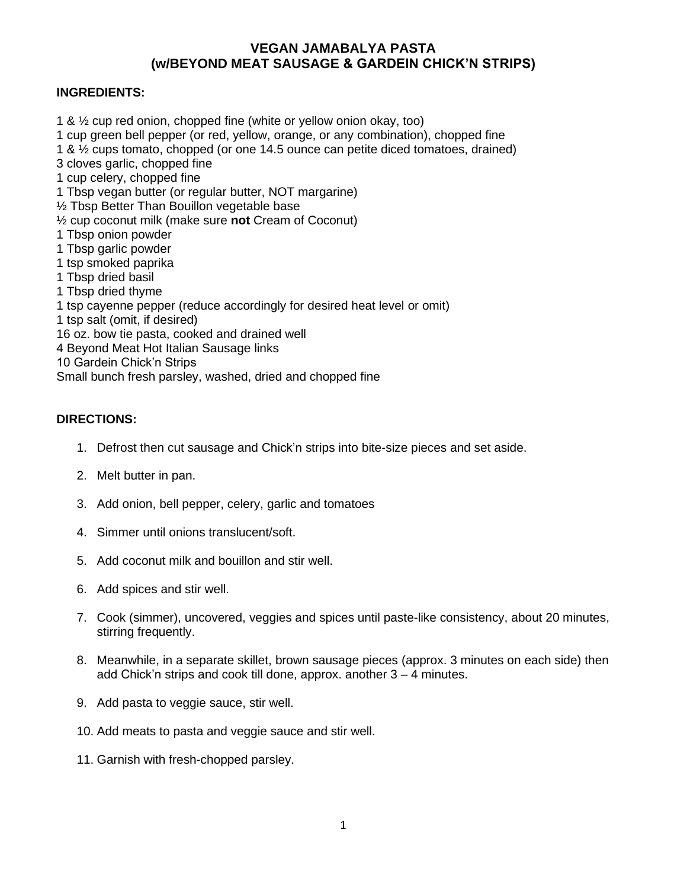# VEGAN JAMABALYA PASTA
## (w/BEYOND MEAT SAUSAGE & GARDEIN CHICK'N STRIPS)

**INGREDIENTS:**

1 & ½ cup red onion, chopped fine (white or yellow onion okay, too)
1 cup green bell pepper (or red, yellow, orange, or any combination), chopped fine
1 & ½ cups tomato, chopped (or one 14.5 ounce can petite diced tomatoes, drained)
3 cloves garlic, chopped fine
1 cup celery, chopped fine
1 Tbsp vegan butter (or regular butter, NOT margarine)
½ Tbsp Better Than Bouillon vegetable base
½ cup coconut milk (make sure **not** Cream of Coconut)
1 Tbsp onion powder
1 Tbsp garlic powder
1 tsp smoked paprika
1 Tbsp dried basil
1 Tbsp dried thyme
1 tsp cayenne pepper (reduce accordingly for desired heat level or omit)
1 tsp salt (omit, if desired)
16 oz. bow tie pasta, cooked and drained well
4 Beyond Meat Hot Italian Sausage links
10 Gardein Chick'n Strips
Small bunch fresh parsley, washed, dried and chopped fine

**DIRECTIONS:**

1. Defrost then cut sausage and Chick'n strips into bite-size pieces and set aside.
2. Melt butter in pan.
3. Add onion, bell pepper, celery, garlic and tomatoes
4. Simmer until onions translucent/soft.
5. Add coconut milk and bouillon and stir well.
6. Add spices and stir well.
7. Cook (simmer), uncovered, veggies and spices until paste-like consistency, about 20 minutes, stirring frequently.
8. Meanwhile, in a separate skillet, brown sausage pieces (approx. 3 minutes on each side) then add Chick'n strips and cook till done, approx. another 3 – 4 minutes.
9. Add pasta to veggie sauce, stir well.
10. Add meats to pasta and veggie sauce and stir well.
11. Garnish with fresh-chopped parsley.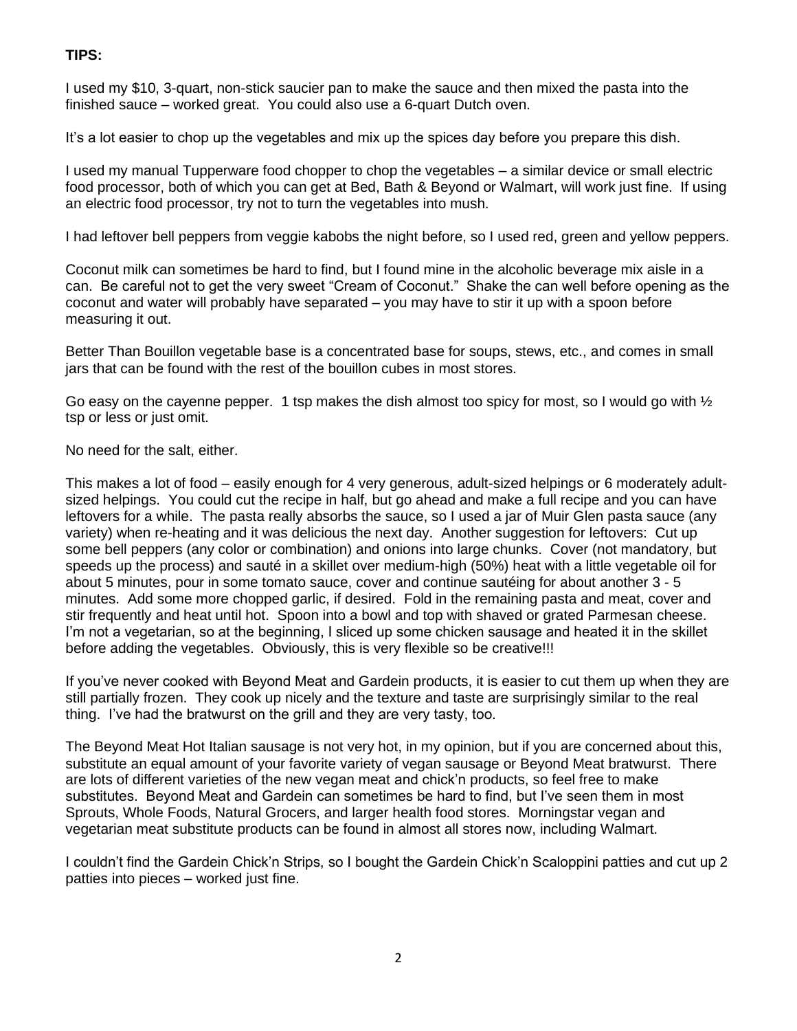**TIPS:**

I used my $10, 3-quart, non-stick saucier pan to make the sauce and then mixed the pasta into the finished sauce – worked great. You could also use a 6-quart Dutch oven.

It's a lot easier to chop up the vegetables and mix up the spices day before you prepare this dish.

I used my manual Tupperware food chopper to chop the vegetables – a similar device or small electric food processor, both of which you can get at Bed, Bath & Beyond or Walmart, will work just fine. If using an electric food processor, try not to turn the vegetables into mush.

I had leftover bell peppers from veggie kabobs the night before, so I used red, green and yellow peppers.

Coconut milk can sometimes be hard to find, but I found mine in the alcoholic beverage mix aisle in a can. Be careful not to get the very sweet "Cream of Coconut." Shake the can well before opening as the coconut and water will probably have separated – you may have to stir it up with a spoon before measuring it out.

Better Than Bouillon vegetable base is a concentrated base for soups, stews, etc., and comes in small jars that can be found with the rest of the bouillon cubes in most stores.

Go easy on the cayenne pepper. 1 tsp makes the dish almost too spicy for most, so I would go with ½ tsp or less or just omit.

No need for the salt, either.

This makes a lot of food – easily enough for 4 very generous, adult-sized helpings or 6 moderately adult-sized helpings. You could cut the recipe in half, but go ahead and make a full recipe and you can have leftovers for a while. The pasta really absorbs the sauce, so I used a jar of Muir Glen pasta sauce (any variety) when re-heating and it was delicious the next day. Another suggestion for leftovers: Cut up some bell peppers (any color or combination) and onions into large chunks. Cover (not mandatory, but speeds up the process) and sauté in a skillet over medium-high (50%) heat with a little vegetable oil for about 5 minutes, pour in some tomato sauce, cover and continue sautéing for about another 3 - 5 minutes. Add some more chopped garlic, if desired. Fold in the remaining pasta and meat, cover and stir frequently and heat until hot. Spoon into a bowl and top with shaved or grated Parmesan cheese. I'm not a vegetarian, so at the beginning, I sliced up some chicken sausage and heated it in the skillet before adding the vegetables. Obviously, this is very flexible so be creative!!!

If you've never cooked with Beyond Meat and Gardein products, it is easier to cut them up when they are still partially frozen. They cook up nicely and the texture and taste are surprisingly similar to the real thing. I've had the bratwurst on the grill and they are very tasty, too.

The Beyond Meat Hot Italian sausage is not very hot, in my opinion, but if you are concerned about this, substitute an equal amount of your favorite variety of vegan sausage or Beyond Meat bratwurst. There are lots of different varieties of the new vegan meat and chick'n products, so feel free to make substitutes. Beyond Meat and Gardein can sometimes be hard to find, but I've seen them in most Sprouts, Whole Foods, Natural Grocers, and larger health food stores. Morningstar vegan and vegetarian meat substitute products can be found in almost all stores now, including Walmart.

I couldn't find the Gardein Chick'n Strips, so I bought the Gardein Chick'n Scaloppini patties and cut up 2 patties into pieces – worked just fine.